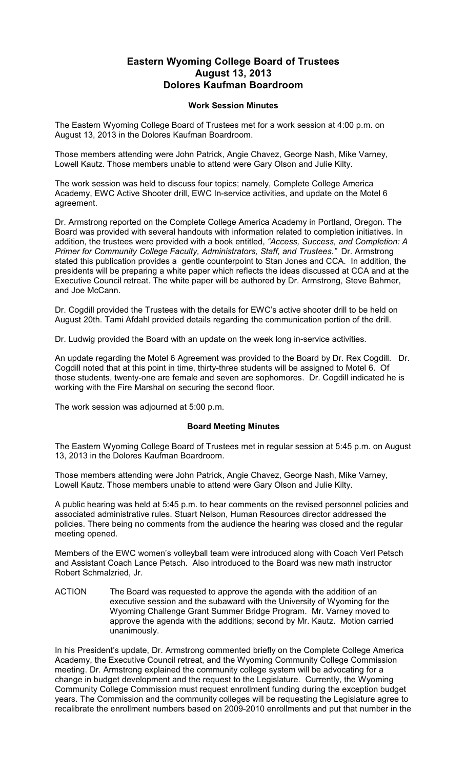# Eastern Wyoming College Board of Trustees
# August 13, 2013
# Dolores Kaufman Boardroom

## Work Session Minutes

The Eastern Wyoming College Board of Trustees met for a work session at 4:00 p.m. on August 13, 2013 in the Dolores Kaufman Boardroom.

Those members attending were John Patrick, Angie Chavez, George Nash, Mike Varney, Lowell Kautz. Those members unable to attend were Gary Olson and Julie Kilty.

The work session was held to discuss four topics; namely, Complete College America Academy, EWC Active Shooter drill, EWC In-service activities, and update on the Motel 6 agreement.

Dr. Armstrong reported on the Complete College America Academy in Portland, Oregon. The Board was provided with several handouts with information related to completion initiatives. In addition, the trustees were provided with a book entitled, *"Access, Success, and Completion: A Primer for Community College Faculty, Administrators, Staff, and Trustees."* Dr. Armstrong stated this publication provides a gentle counterpoint to Stan Jones and CCA. In addition, the presidents will be preparing a white paper which reflects the ideas discussed at CCA and at the Executive Council retreat. The white paper will be authored by Dr. Armstrong, Steve Bahmer, and Joe McCann.

Dr. Cogdill provided the Trustees with the details for EWC's active shooter drill to be held on August 20th. Tami Afdahl provided details regarding the communication portion of the drill.

Dr. Ludwig provided the Board with an update on the week long in-service activities.

An update regarding the Motel 6 Agreement was provided to the Board by Dr. Rex Cogdill. Dr. Cogdill noted that at this point in time, thirty-three students will be assigned to Motel 6. Of those students, twenty-one are female and seven are sophomores. Dr. Cogdill indicated he is working with the Fire Marshal on securing the second floor.

The work session was adjourned at 5:00 p.m.

## Board Meeting Minutes

The Eastern Wyoming College Board of Trustees met in regular session at 5:45 p.m. on August 13, 2013 in the Dolores Kaufman Boardroom.

Those members attending were John Patrick, Angie Chavez, George Nash, Mike Varney, Lowell Kautz. Those members unable to attend were Gary Olson and Julie Kilty.

A public hearing was held at 5:45 p.m. to hear comments on the revised personnel policies and associated administrative rules. Stuart Nelson, Human Resources director addressed the policies. There being no comments from the audience the hearing was closed and the regular meeting opened.

Members of the EWC women's volleyball team were introduced along with Coach Verl Petsch and Assistant Coach Lance Petsch. Also introduced to the Board was new math instructor Robert Schmalzried, Jr.

ACTION The Board was requested to approve the agenda with the addition of an executive session and the subaward with the University of Wyoming for the Wyoming Challenge Grant Summer Bridge Program. Mr. Varney moved to approve the agenda with the additions; second by Mr. Kautz. Motion carried unanimously.

In his President's update, Dr. Armstrong commented briefly on the Complete College America Academy, the Executive Council retreat, and the Wyoming Community College Commission meeting. Dr. Armstrong explained the community college system will be advocating for a change in budget development and the request to the Legislature. Currently, the Wyoming Community College Commission must request enrollment funding during the exception budget years. The Commission and the community colleges will be requesting the Legislature agree to recalibrate the enrollment numbers based on 2009-2010 enrollments and put that number in the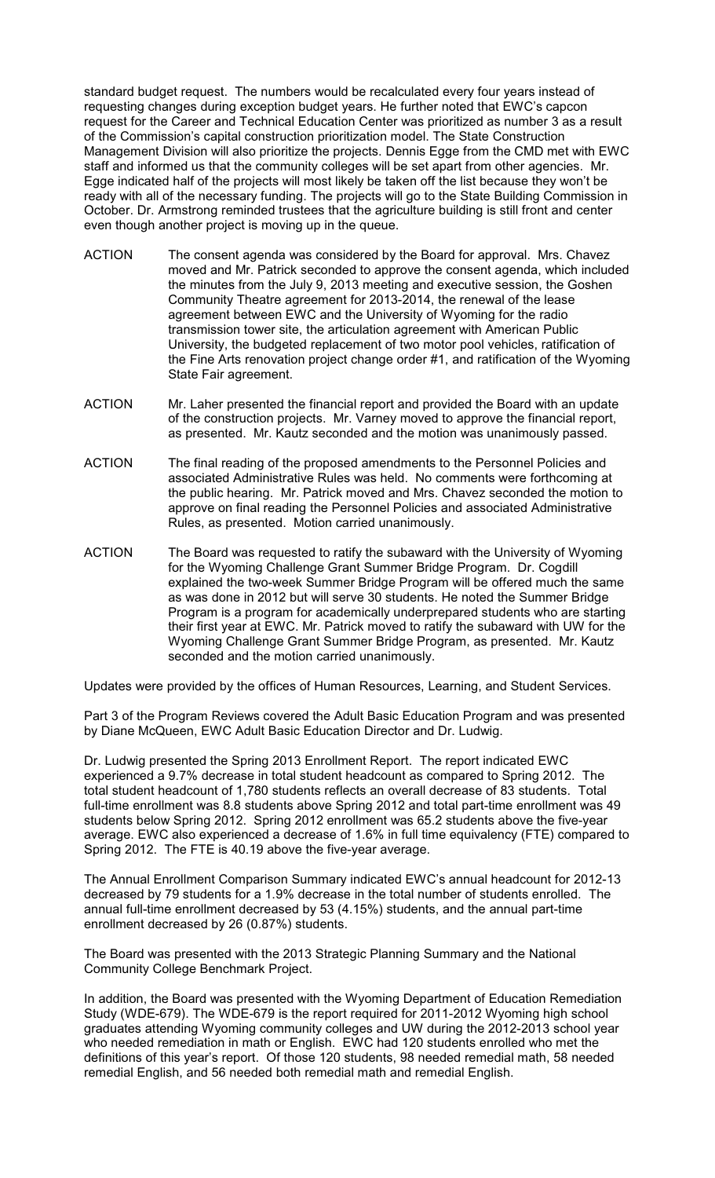standard budget request. The numbers would be recalculated every four years instead of requesting changes during exception budget years. He further noted that EWC's capcon request for the Career and Technical Education Center was prioritized as number 3 as a result of the Commission's capital construction prioritization model. The State Construction Management Division will also prioritize the projects. Dennis Egge from the CMD met with EWC staff and informed us that the community colleges will be set apart from other agencies. Mr. Egge indicated half of the projects will most likely be taken off the list because they won't be ready with all of the necessary funding. The projects will go to the State Building Commission in October. Dr. Armstrong reminded trustees that the agriculture building is still front and center even though another project is moving up in the queue.

ACTION The consent agenda was considered by the Board for approval. Mrs. Chavez moved and Mr. Patrick seconded to approve the consent agenda, which included the minutes from the July 9, 2013 meeting and executive session, the Goshen Community Theatre agreement for 2013-2014, the renewal of the lease agreement between EWC and the University of Wyoming for the radio transmission tower site, the articulation agreement with American Public University, the budgeted replacement of two motor pool vehicles, ratification of the Fine Arts renovation project change order #1, and ratification of the Wyoming State Fair agreement.

ACTION Mr. Laher presented the financial report and provided the Board with an update of the construction projects. Mr. Varney moved to approve the financial report, as presented. Mr. Kautz seconded and the motion was unanimously passed.

ACTION The final reading of the proposed amendments to the Personnel Policies and associated Administrative Rules was held. No comments were forthcoming at the public hearing. Mr. Patrick moved and Mrs. Chavez seconded the motion to approve on final reading the Personnel Policies and associated Administrative Rules, as presented. Motion carried unanimously.

ACTION The Board was requested to ratify the subaward with the University of Wyoming for the Wyoming Challenge Grant Summer Bridge Program. Dr. Cogdill explained the two-week Summer Bridge Program will be offered much the same as was done in 2012 but will serve 30 students. He noted the Summer Bridge Program is a program for academically underprepared students who are starting their first year at EWC. Mr. Patrick moved to ratify the subaward with UW for the Wyoming Challenge Grant Summer Bridge Program, as presented. Mr. Kautz seconded and the motion carried unanimously.

Updates were provided by the offices of Human Resources, Learning, and Student Services.

Part 3 of the Program Reviews covered the Adult Basic Education Program and was presented by Diane McQueen, EWC Adult Basic Education Director and Dr. Ludwig.

Dr. Ludwig presented the Spring 2013 Enrollment Report. The report indicated EWC experienced a 9.7% decrease in total student headcount as compared to Spring 2012. The total student headcount of 1,780 students reflects an overall decrease of 83 students. Total full-time enrollment was 8.8 students above Spring 2012 and total part-time enrollment was 49 students below Spring 2012. Spring 2012 enrollment was 65.2 students above the five-year average. EWC also experienced a decrease of 1.6% in full time equivalency (FTE) compared to Spring 2012. The FTE is 40.19 above the five-year average.

The Annual Enrollment Comparison Summary indicated EWC's annual headcount for 2012-13 decreased by 79 students for a 1.9% decrease in the total number of students enrolled. The annual full-time enrollment decreased by 53 (4.15%) students, and the annual part-time enrollment decreased by 26 (0.87%) students.

The Board was presented with the 2013 Strategic Planning Summary and the National Community College Benchmark Project.

In addition, the Board was presented with the Wyoming Department of Education Remediation Study (WDE-679). The WDE-679 is the report required for 2011-2012 Wyoming high school graduates attending Wyoming community colleges and UW during the 2012-2013 school year who needed remediation in math or English. EWC had 120 students enrolled who met the definitions of this year's report. Of those 120 students, 98 needed remedial math, 58 needed remedial English, and 56 needed both remedial math and remedial English.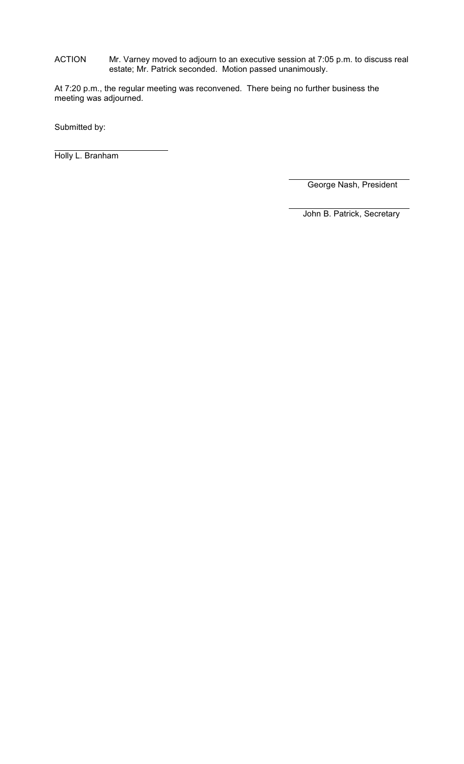ACTION Mr. Varney moved to adjourn to an executive session at 7:05 p.m. to discuss real estate; Mr. Patrick seconded. Motion passed unanimously.

At 7:20 p.m., the regular meeting was reconvened. There being no further business the meeting was adjourned.

Submitted by:

\_\_\_\_\_\_\_\_\_\_\_\_\_\_\_\_\_\_\_\_\_\_\_\_\_\_
Holly L. Branham

\_\_\_\_\_\_\_\_\_\_\_\_\_\_\_\_\_\_\_\_\_\_\_\_\_\_
George Nash, President

\_\_\_\_\_\_\_\_\_\_\_\_\_\_\_\_\_\_\_\_\_\_\_\_\_\_
John B. Patrick, Secretary